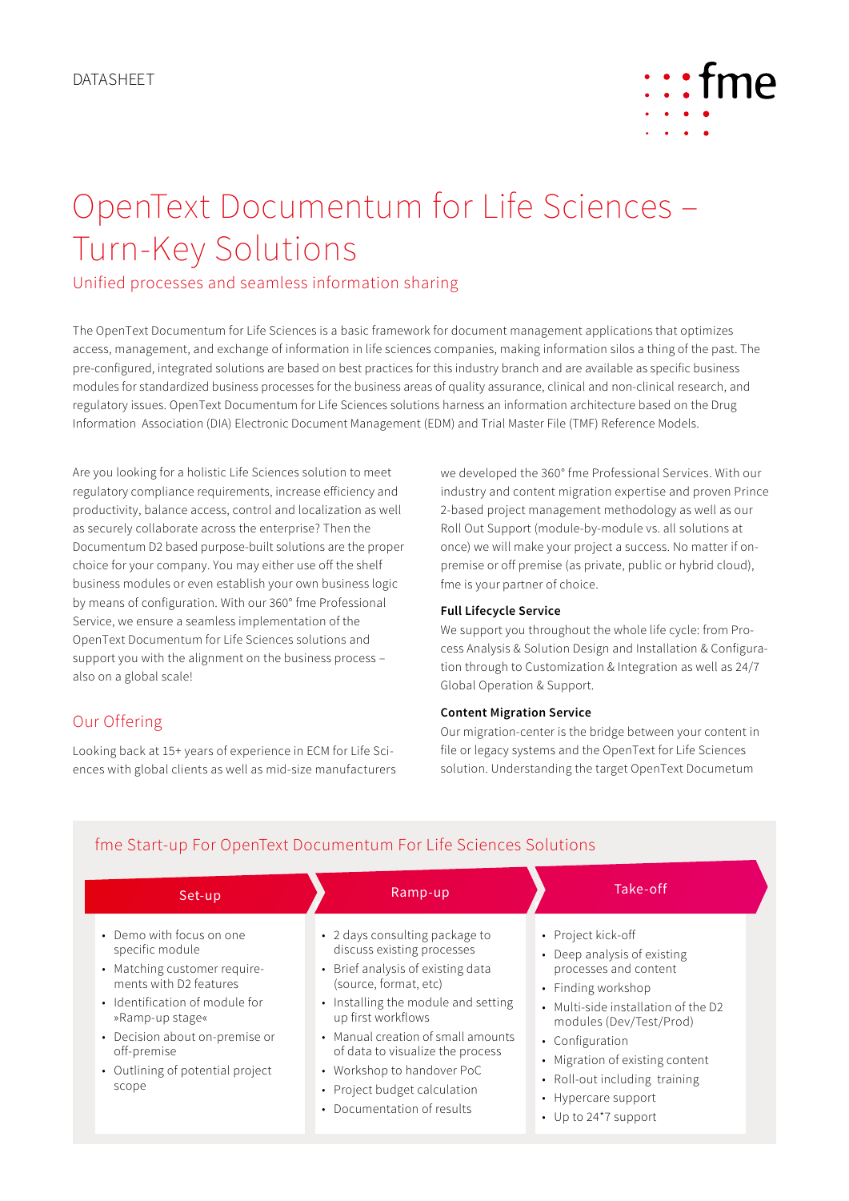DATASHEET

# OpenText Documentum for Life Sciences – Turn-Key Solutions

## Unified processes and seamless information sharing

The OpenText Documentum for Life Sciences is a basic framework for document management applications that optimizes access, management, and exchange of information in life sciences companies, making information silos a thing of the past. The pre-configured, integrated solutions are based on best practices for this industry branch and are available as specific business modules for standardized business processes for the business areas of quality assurance, clinical and non-clinical research, and regulatory issues. OpenText Documentum for Life Sciences solutions harness an information architecture based on the Drug Information Association (DIA) Electronic Document Management (EDM) and Trial Master File (TMF) Reference Models.

Are you looking for a holistic Life Sciences solution to meet regulatory compliance requirements, increase efficiency and productivity, balance access, control and localization as well as securely collaborate across the enterprise? Then the Documentum D2 based purpose-built solutions are the proper choice for your company. You may either use off the shelf business modules or even establish your own business logic by means of configuration. With our 360° fme Professional Service, we ensure a seamless implementation of the OpenText Documentum for Life Sciences solutions and support you with the alignment on the business process – also on a global scale!

## Our Offering

Looking back at 15+ years of experience in ECM for Life Sciences with global clients as well as mid-size manufacturers we developed the 360° fme Professional Services. With our industry and content migration expertise and proven Prince 2-based project management methodology as well as our Roll Out Support (module-by-module vs. all solutions at once) we will make your project a success. No matter if on-premise or off premise (as private, public or hybrid cloud), fme is your partner of choice.

**Full Lifecycle Service**

We support you throughout the whole life cycle: from Process Analysis & Solution Design and Installation & Configuration through to Customization & Integration as well as 24/7 Global Operation & Support.

**Content Migration Service**

Our migration-center is the bridge between your content in file or legacy systems and the OpenText for Life Sciences solution. Understanding the target OpenText Documetum

### fme Start-up For OpenText Documentum For Life Sciences Solutions

**Set-up**

- Demo with focus on one specific module
- Matching customer requirements with D2 features
- Identification of module for »Ramp-up stage«
- Decision about on-premise or off-premise
- Outlining of potential project scope

**Ramp-up**

- 2 days consulting package to discuss existing processes
- Brief analysis of existing data (source, format, etc)
- Installing the module and setting up first workflows
- Manual creation of small amounts of data to visualize the process
- Workshop to handover PoC
- Project budget calculation
- Documentation of results

**Take-off**

- Project kick-off
- Deep analysis of existing processes and content
- Finding workshop
- Multi-side installation of the D2 modules (Dev/Test/Prod)
- Configuration
- Migration of existing content
- Roll-out including training
- Hypercare support
- Up to 24*7 support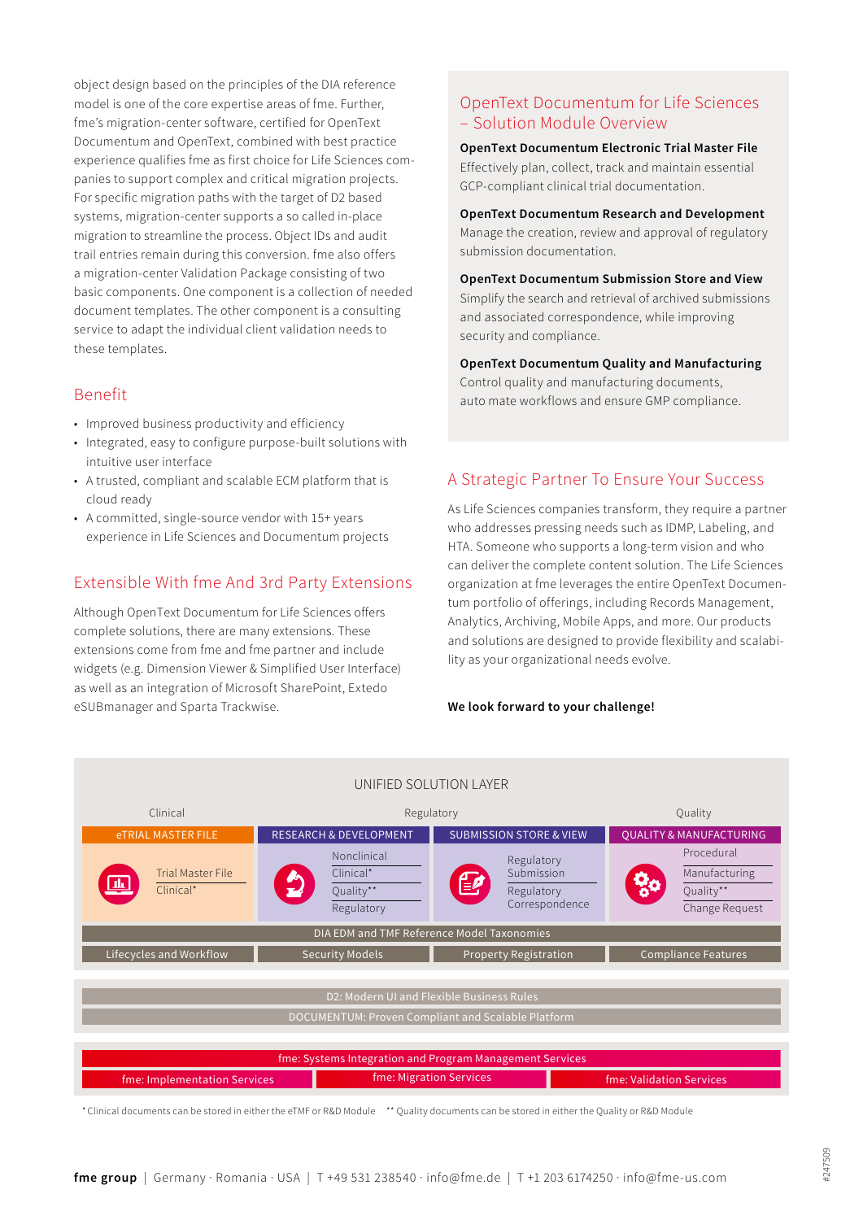object design based on the principles of the DIA reference model is one of the core expertise areas of fme. Further, fme's migration-center software, certified for OpenText Documentum and OpenText, combined with best practice experience qualifies fme as first choice for Life Sciences companies to support complex and critical migration projects. For specific migration paths with the target of D2 based systems, migration-center supports a so called in-place migration to streamline the process. Object IDs and audit trail entries remain during this conversion. fme also offers a migration-center Validation Package consisting of two basic components. One component is a collection of needed document templates. The other component is a consulting service to adapt the individual client validation needs to these templates.

## Benefit

- Improved business productivity and efficiency
- Integrated, easy to configure purpose-built solutions with intuitive user interface
- A trusted, compliant and scalable ECM platform that is cloud ready
- A committed, single-source vendor with 15+ years experience in Life Sciences and Documentum projects

## Extensible With fme And 3rd Party Extensions

Although OpenText Documentum for Life Sciences offers complete solutions, there are many extensions. These extensions come from fme and fme partner and include widgets (e.g. Dimension Viewer & Simplified User Interface) as well as an integration of Microsoft SharePoint, Extedo eSUBmanager and Sparta Trackwise.

## OpenText Documentum for Life Sciences – Solution Module Overview

**OpenText Documentum Electronic Trial Master File**
Effectively plan, collect, track and maintain essential GCP-compliant clinical trial documentation.

**OpenText Documentum Research and Development**
Manage the creation, review and approval of regulatory submission documentation.

**OpenText Documentum Submission Store and View**
Simplify the search and retrieval of archived submissions and associated correspondence, while improving security and compliance.

**OpenText Documentum Quality and Manufacturing**
Control quality and manufacturing documents, auto mate workflows and ensure GMP compliance.

## A Strategic Partner To Ensure Your Success

As Life Sciences companies transform, they require a partner who addresses pressing needs such as IDMP, Labeling, and HTA. Someone who supports a long-term vision and who can deliver the complete content solution. The Life Sciences organization at fme leverages the entire OpenText Documentum portfolio of offerings, including Records Management, Analytics, Archiving, Mobile Apps, and more. Our products and solutions are designed to provide flexibility and scalability as your organizational needs evolve.

**We look forward to your challenge!**

UNIFIED SOLUTION LAYER

Clinical | Regulatory | Quality

eTRIAL MASTER FILE: Trial Master File, Clinical*

RESEARCH & DEVELOPMENT: Nonclinical, Clinical*, Quality**, Regulatory

SUBMISSION STORE & VIEW: Regulatory Submission, Regulatory Correspondence

QUALITY & MANUFACTURING: Procedural, Manufacturing, Quality**, Change Request

DIA EDM and TMF Reference Model Taxonomies

Lifecycles and Workflow | Security Models | Property Registration | Compliance Features

D2: Modern UI and Flexible Business Rules

DOCUMENTUM: Proven Compliant and Scalable Platform

fme: Systems Integration and Program Management Services

fme: Implementation Services | fme: Migration Services | fme: Validation Services

* Clinical documents can be stored in either the eTMF or R&D Module ** Quality documents can be stored in either the Quality or R&D Module

**fme group** | Germany · Romania · USA | T +49 531 238540 · info@fme.de | T +1 203 6174250 · info@fme-us.com

#247509